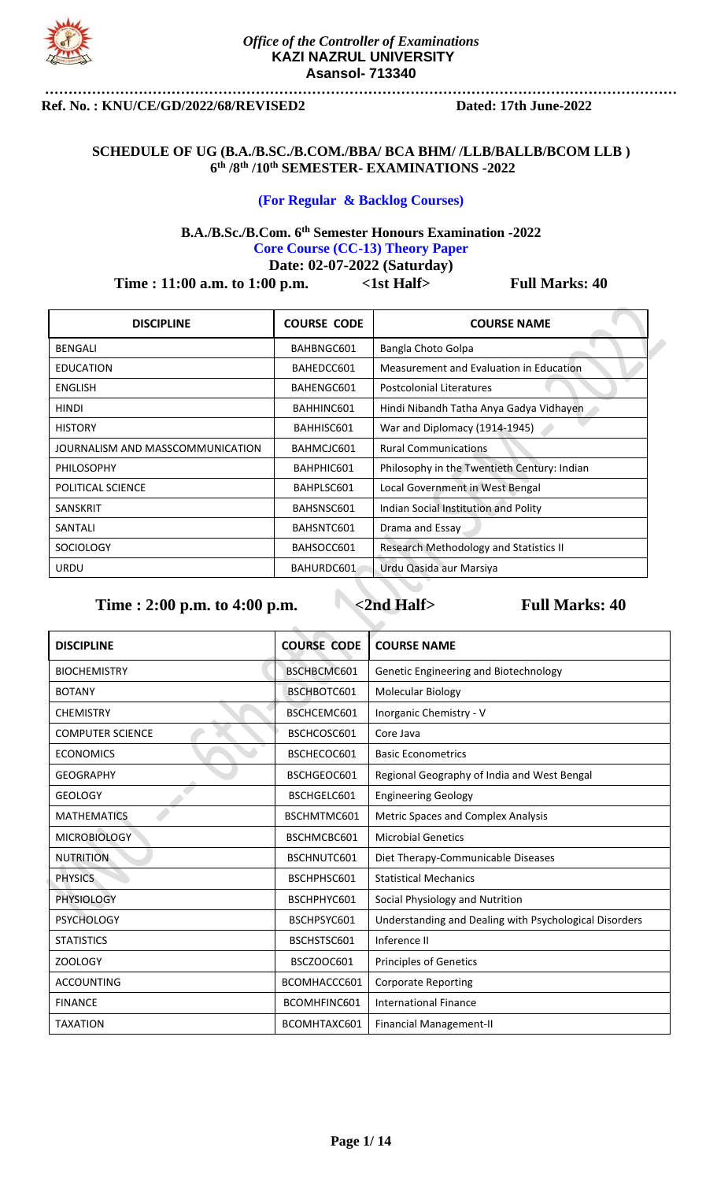*Office of the Controller of Examinations*
**KAZI NAZRUL UNIVERSITY**
**Asansol- 713340**

**Ref. No. : KNU/CE/GD/2022/68/REVISED2** **Dated: 17th June-2022**

## SCHEDULE OF UG (B.A./B.SC./B.COM./BBA/ BCA BHM/ /LLB/BALLB/BCOM LLB ) 6th /8th /10th SEMESTER- EXAMINATIONS -2022

**(For Regular & Backlog Courses)**

### B.A./B.Sc./B.Com. 6th Semester Honours Examination -2022

**Core Course (CC-13) Theory Paper**

**Date: 02-07-2022 (Saturday)**

**Time : 11:00 a.m. to 1:00 p.m.** **<1st Half>** **Full Marks: 40**

| DISCIPLINE | COURSE CODE | COURSE NAME |
|---|---|---|
| BENGALI | BAHBNGC601 | Bangla Choto Golpa |
| EDUCATION | BAHEDCC601 | Measurement and Evaluation in Education |
| ENGLISH | BAHENGC601 | Postcolonial Literatures |
| HINDI | BAHHINC601 | Hindi Nibandh Tatha Anya Gadya Vidhayen |
| HISTORY | BAHHISC601 | War and Diplomacy (1914-1945) |
| JOURNALISM AND MASSCOMMUNICATION | BAHMCJC601 | Rural Communications |
| PHILOSOPHY | BAHPHIC601 | Philosophy in the Twentieth Century: Indian |
| POLITICAL SCIENCE | BAHPLSC601 | Local Government in West Bengal |
| SANSKRIT | BAHSNSC601 | Indian Social Institution and Polity |
| SANTALI | BAHSNTC601 | Drama and Essay |
| SOCIOLOGY | BAHSOCC601 | Research Methodology and Statistics II |
| URDU | BAHURDC601 | Urdu Qasida aur Marsiya |

**Time : 2:00 p.m. to 4:00 p.m.** **<2nd Half>** **Full Marks: 40**

| DISCIPLINE | COURSE CODE | COURSE NAME |
|---|---|---|
| BIOCHEMISTRY | BSCHBCMC601 | Genetic Engineering and Biotechnology |
| BOTANY | BSCHBOTC601 | Molecular Biology |
| CHEMISTRY | BSCHCEMC601 | Inorganic Chemistry - V |
| COMPUTER SCIENCE | BSCHCOSC601 | Core Java |
| ECONOMICS | BSCHECOC601 | Basic Econometrics |
| GEOGRAPHY | BSCHGEOC601 | Regional Geography of India and West Bengal |
| GEOLOGY | BSCHGELC601 | Engineering Geology |
| MATHEMATICS | BSCHMTMC601 | Metric Spaces and Complex Analysis |
| MICROBIOLOGY | BSCHMCBC601 | Microbial Genetics |
| NUTRITION | BSCHNUTC601 | Diet Therapy-Communicable Diseases |
| PHYSICS | BSCHPHSC601 | Statistical Mechanics |
| PHYSIOLOGY | BSCHPHYC601 | Social Physiology and Nutrition |
| PSYCHOLOGY | BSCHPSYC601 | Understanding and Dealing with Psychological Disorders |
| STATISTICS | BSCHSTSC601 | Inference II |
| ZOOLOGY | BSCZOOC601 | Principles of Genetics |
| ACCOUNTING | BCOMHACCC601 | Corporate Reporting |
| FINANCE | BCOMHFINC601 | International Finance |
| TAXATION | BCOMHTAXC601 | Financial Management-II |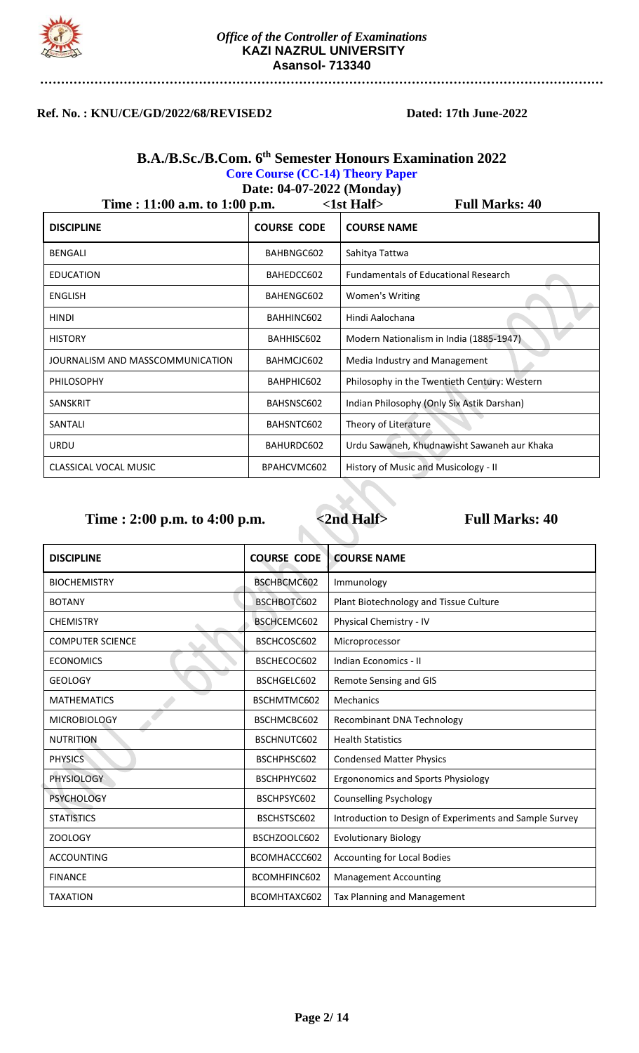*Office of the Controller of Examinations*
**KAZI NAZRUL UNIVERSITY**
**Asansol- 713340**

**Ref. No. : KNU/CE/GD/2022/68/REVISED2** **Dated: 17th June-2022**

## B.A./B.Sc./B.Com. 6th Semester Honours Examination 2022

**Core Course (CC-14) Theory Paper**

**Date: 04-07-2022 (Monday)**

**Time : 11:00 a.m. to 1:00 p.m.** **<1st Half>** **Full Marks: 40**

| DISCIPLINE | COURSE CODE | COURSE NAME |
|---|---|---|
| BENGALI | BAHBNGC602 | Sahitya Tattwa |
| EDUCATION | BAHEDCC602 | Fundamentals of Educational Research |
| ENGLISH | BAHENGC602 | Women's Writing |
| HINDI | BAHHINC602 | Hindi Aalochana |
| HISTORY | BAHHISC602 | Modern Nationalism in India (1885-1947) |
| JOURNALISM AND MASSCOMMUNICATION | BAHMCJC602 | Media Industry and Management |
| PHILOSOPHY | BAHPHIC602 | Philosophy in the Twentieth Century: Western |
| SANSKRIT | BAHSNSC602 | Indian Philosophy (Only Six Astik Darshan) |
| SANTALI | BAHSNTC602 | Theory of Literature |
| URDU | BAHURDC602 | Urdu Sawaneh, Khudnawisht Sawaneh aur Khaka |
| CLASSICAL VOCAL MUSIC | BPAHCVMC602 | History of Music and Musicology - II |

**Time : 2:00 p.m. to 4:00 p.m.** **<2nd Half>** **Full Marks: 40**

| DISCIPLINE | COURSE CODE | COURSE NAME |
|---|---|---|
| BIOCHEMISTRY | BSCHBCMC602 | Immunology |
| BOTANY | BSCHBOTC602 | Plant Biotechnology and Tissue Culture |
| CHEMISTRY | BSCHCEMC602 | Physical Chemistry - IV |
| COMPUTER SCIENCE | BSCHCOSC602 | Microprocessor |
| ECONOMICS | BSCHECOC602 | Indian Economics - II |
| GEOLOGY | BSCHGELC602 | Remote Sensing and GIS |
| MATHEMATICS | BSCHMTMC602 | Mechanics |
| MICROBIOLOGY | BSCHMCBC602 | Recombinant DNA Technology |
| NUTRITION | BSCHNUTC602 | Health Statistics |
| PHYSICS | BSCHPHSC602 | Condensed Matter Physics |
| PHYSIOLOGY | BSCHPHYC602 | Ergononomics and Sports Physiology |
| PSYCHOLOGY | BSCHPSYC602 | Counselling Psychology |
| STATISTICS | BSCHSTSC602 | Introduction to Design of Experiments and Sample Survey |
| ZOOLOGY | BSCHZOOLC602 | Evolutionary Biology |
| ACCOUNTING | BCOMHACCC602 | Accounting for Local Bodies |
| FINANCE | BCOMHFINC602 | Management Accounting |
| TAXATION | BCOMHTAXC602 | Tax Planning and Management |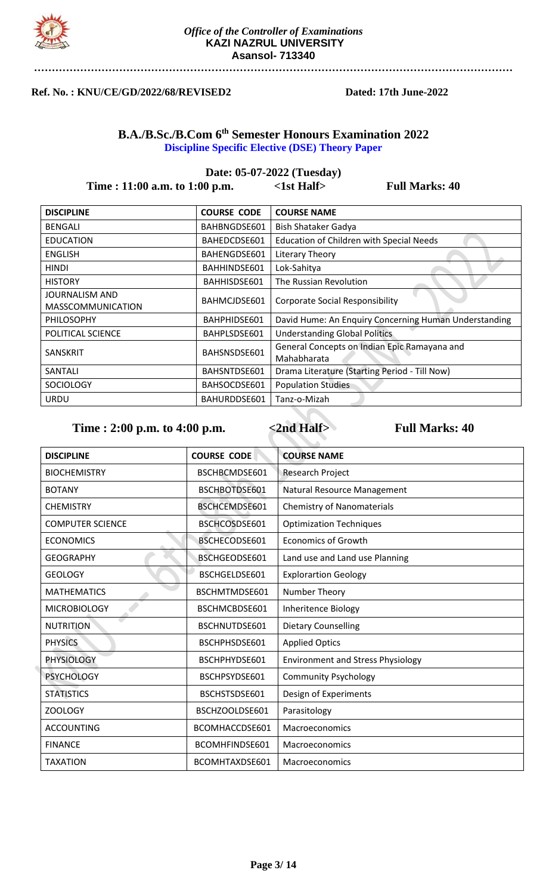*Office of the Controller of Examinations*
**KAZI NAZRUL UNIVERSITY**
**Asansol- 713340**

**Ref. No. : KNU/CE/GD/2022/68/REVISED2** **Dated: 17th June-2022**

## B.A./B.Sc./B.Com 6th Semester Honours Examination 2022

**Discipline Specific Elective (DSE) Theory Paper**

**Date: 05-07-2022 (Tuesday)**

**Time : 11:00 a.m. to 1:00 p.m.** **<1st Half>** **Full Marks: 40**

| DISCIPLINE | COURSE CODE | COURSE NAME |
|---|---|---|
| BENGALI | BAHBNGDSE601 | Bish Shataker Gadya |
| EDUCATION | BAHEDCDSE601 | Education of Children with Special Needs |
| ENGLISH | BAHENGDSE601 | Literary Theory |
| HINDI | BAHHINDSE601 | Lok-Sahitya |
| HISTORY | BAHHISDSE601 | The Russian Revolution |
| JOURNALISM AND MASSCOMMUNICATION | BAHMCJDSE601 | Corporate Social Responsibility |
| PHILOSOPHY | BAHPHIDSE601 | David Hume: An Enquiry Concerning Human Understanding |
| POLITICAL SCIENCE | BAHPLSDSE601 | Understanding Global Politics |
| SANSKRIT | BAHSNSDSE601 | General Concepts on Indian Epic Ramayana and Mahabharata |
| SANTALI | BAHSNTDSE601 | Drama Literature (Starting Period - Till Now) |
| SOCIOLOGY | BAHSOCDSE601 | Population Studies |
| URDU | BAHURDDSE601 | Tanz-o-Mizah |

**Time : 2:00 p.m. to 4:00 p.m.** **<2nd Half>** **Full Marks: 40**

| DISCIPLINE | COURSE CODE | COURSE NAME |
|---|---|---|
| BIOCHEMISTRY | BSCHBCMDSE601 | Research Project |
| BOTANY | BSCHBOTDSE601 | Natural Resource Management |
| CHEMISTRY | BSCHCEMDSE601 | Chemistry of Nanomaterials |
| COMPUTER SCIENCE | BSCHCOSDSE601 | Optimization Techniques |
| ECONOMICS | BSCHECODSE601 | Economics of Growth |
| GEOGRAPHY | BSCHGEODSE601 | Land use and Land use Planning |
| GEOLOGY | BSCHGELDSE601 | Explorartion Geology |
| MATHEMATICS | BSCHMTMDSE601 | Number Theory |
| MICROBIOLOGY | BSCHMCBDSE601 | Inheritence Biology |
| NUTRITION | BSCHNUTDSE601 | Dietary Counselling |
| PHYSICS | BSCHPHSDSE601 | Applied Optics |
| PHYSIOLOGY | BSCHPHYDSE601 | Environment and Stress Physiology |
| PSYCHOLOGY | BSCHPSYDSE601 | Community Psychology |
| STATISTICS | BSCHSTSDSE601 | Design of Experiments |
| ZOOLOGY | BSCHZOOLDSE601 | Parasitology |
| ACCOUNTING | BCOMHACCDSE601 | Macroeconomics |
| FINANCE | BCOMHFINDSE601 | Macroeconomics |
| TAXATION | BCOMHTAXDSE601 | Macroeconomics |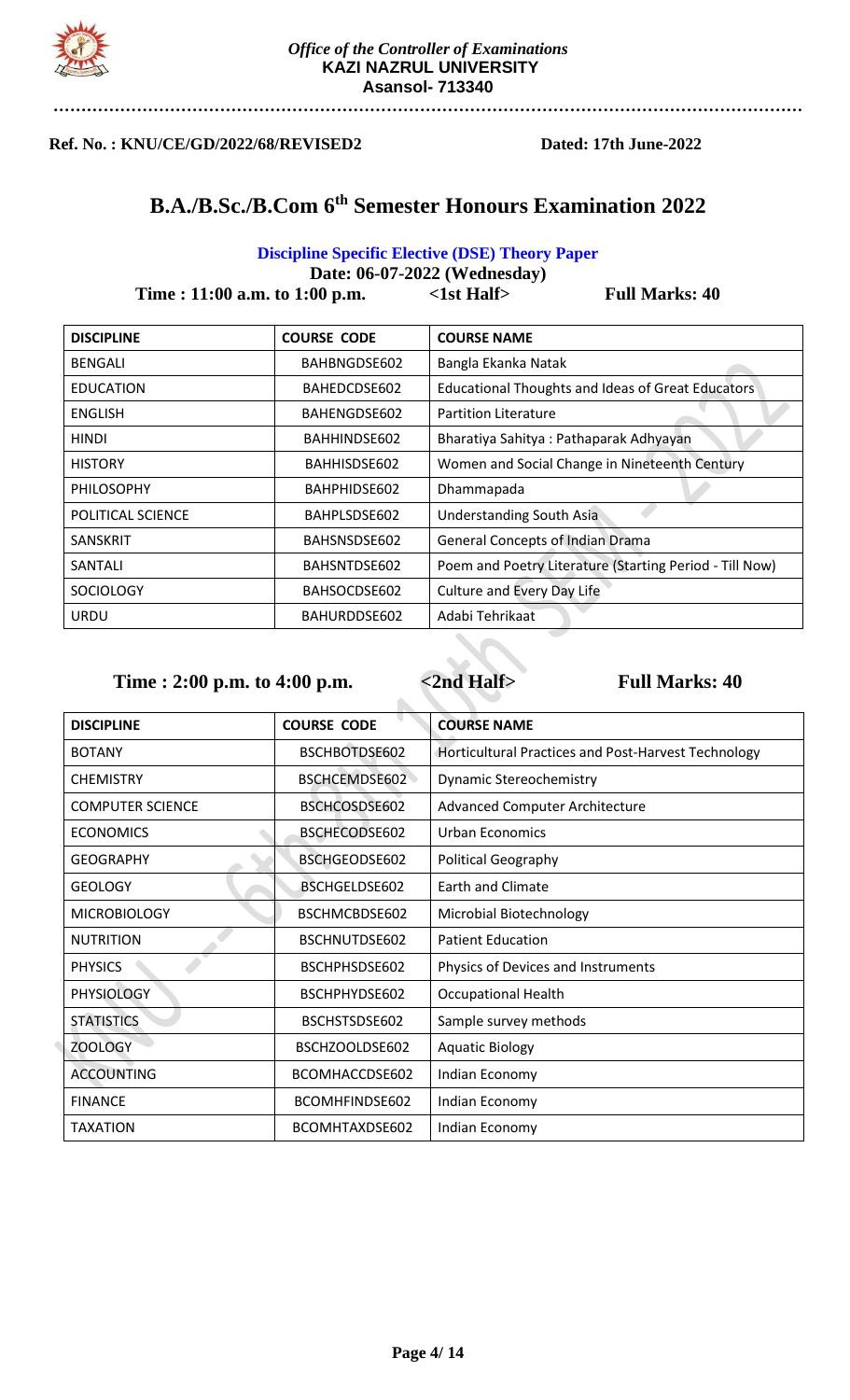*Office of the Controller of Examinations*
**KAZI NAZRUL UNIVERSITY**
**Asansol- 713340**

**Ref. No. : KNU/CE/GD/2022/68/REVISED2** **Dated: 17th June-2022**

# B.A./B.Sc./B.Com 6th Semester Honours Examination 2022

**Discipline Specific Elective (DSE) Theory Paper**

**Date: 06-07-2022 (Wednesday)**

**Time : 11:00 a.m. to 1:00 p.m.** **<1st Half>** **Full Marks: 40**

| DISCIPLINE | COURSE CODE | COURSE NAME |
|---|---|---|
| BENGALI | BAHBNGDSE602 | Bangla Ekanka Natak |
| EDUCATION | BAHEDCDSE602 | Educational Thoughts and Ideas of Great Educators |
| ENGLISH | BAHENGDSE602 | Partition Literature |
| HINDI | BAHHINDSE602 | Bharatiya Sahitya : Pathaparak Adhyayan |
| HISTORY | BAHHISDSE602 | Women and Social Change in Nineteenth Century |
| PHILOSOPHY | BAHPHIDSE602 | Dhammapada |
| POLITICAL SCIENCE | BAHPLSDSE602 | Understanding South Asia |
| SANSKRIT | BAHSNSDSE602 | General Concepts of Indian Drama |
| SANTALI | BAHSNTDSE602 | Poem and Poetry Literature (Starting Period - Till Now) |
| SOCIOLOGY | BAHSOCDSE602 | Culture and Every Day Life |
| URDU | BAHURDDSE602 | Adabi Tehrikaat |

**Time : 2:00 p.m. to 4:00 p.m.** **<2nd Half>** **Full Marks: 40**

| DISCIPLINE | COURSE CODE | COURSE NAME |
|---|---|---|
| BOTANY | BSCHBOTDSE602 | Horticultural Practices and Post-Harvest Technology |
| CHEMISTRY | BSCHCEMDSE602 | Dynamic Stereochemistry |
| COMPUTER SCIENCE | BSCHCOSDSE602 | Advanced Computer Architecture |
| ECONOMICS | BSCHECODSE602 | Urban Economics |
| GEOGRAPHY | BSCHGEODSE602 | Political Geography |
| GEOLOGY | BSCHGELDSE602 | Earth and Climate |
| MICROBIOLOGY | BSCHMCBDSE602 | Microbial Biotechnology |
| NUTRITION | BSCHNUTDSE602 | Patient Education |
| PHYSICS | BSCHPHSDSE602 | Physics of Devices and Instruments |
| PHYSIOLOGY | BSCHPHYDSE602 | Occupational Health |
| STATISTICS | BSCHSTSDSE602 | Sample survey methods |
| ZOOLOGY | BSCHZOOLDSE602 | Aquatic Biology |
| ACCOUNTING | BCOMHACCDSE602 | Indian Economy |
| FINANCE | BCOMHFINDSE602 | Indian Economy |
| TAXATION | BCOMHTAXDSE602 | Indian Economy |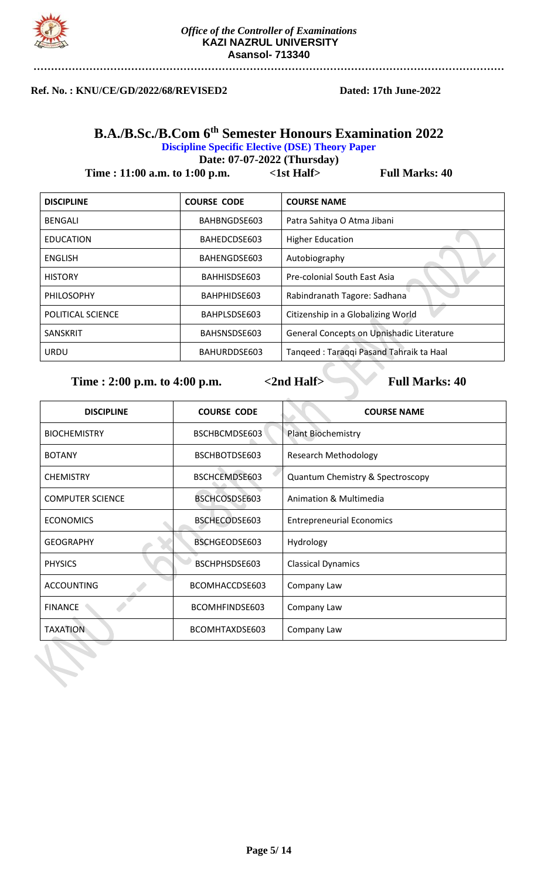*Office of the Controller of Examinations*
**KAZI NAZRUL UNIVERSITY**
**Asansol- 713340**

**Ref. No. : KNU/CE/GD/2022/68/REVISED2** **Dated: 17th June-2022**

## B.A./B.Sc./B.Com 6th Semester Honours Examination 2022

**Discipline Specific Elective (DSE) Theory Paper**

**Date: 07-07-2022 (Thursday)**

**Time : 11:00 a.m. to 1:00 p.m.** **<1st Half>** **Full Marks: 40**

| DISCIPLINE | COURSE CODE | COURSE NAME |
|---|---|---|
| BENGALI | BAHBNGDSE603 | Patra Sahitya O Atma Jibani |
| EDUCATION | BAHEDCDSE603 | Higher Education |
| ENGLISH | BAHENGDSE603 | Autobiography |
| HISTORY | BAHHISDSE603 | Pre-colonial South East Asia |
| PHILOSOPHY | BAHPHIDSE603 | Rabindranath Tagore: Sadhana |
| POLITICAL SCIENCE | BAHPLSDSE603 | Citizenship in a Globalizing World |
| SANSKRIT | BAHSNSDSE603 | General Concepts on Upnishadic Literature |
| URDU | BAHURDDSE603 | Tanqeed : Taraqqi Pasand Tahraik ta Haal |

**Time : 2:00 p.m. to 4:00 p.m.** **<2nd Half>** **Full Marks: 40**

| DISCIPLINE | COURSE CODE | COURSE NAME |
|---|---|---|
| BIOCHEMISTRY | BSCHBCMDSE603 | Plant Biochemistry |
| BOTANY | BSCHBOTDSE603 | Research Methodology |
| CHEMISTRY | BSCHCEMDSE603 | Quantum Chemistry & Spectroscopy |
| COMPUTER SCIENCE | BSCHCOSDSE603 | Animation & Multimedia |
| ECONOMICS | BSCHECODSE603 | Entrepreneurial Economics |
| GEOGRAPHY | BSCHGEODSE603 | Hydrology |
| PHYSICS | BSCHPHSDSE603 | Classical Dynamics |
| ACCOUNTING | BCOMHACCDSE603 | Company Law |
| FINANCE | BCOMHFINDSE603 | Company Law |
| TAXATION | BCOMHTAXDSE603 | Company Law |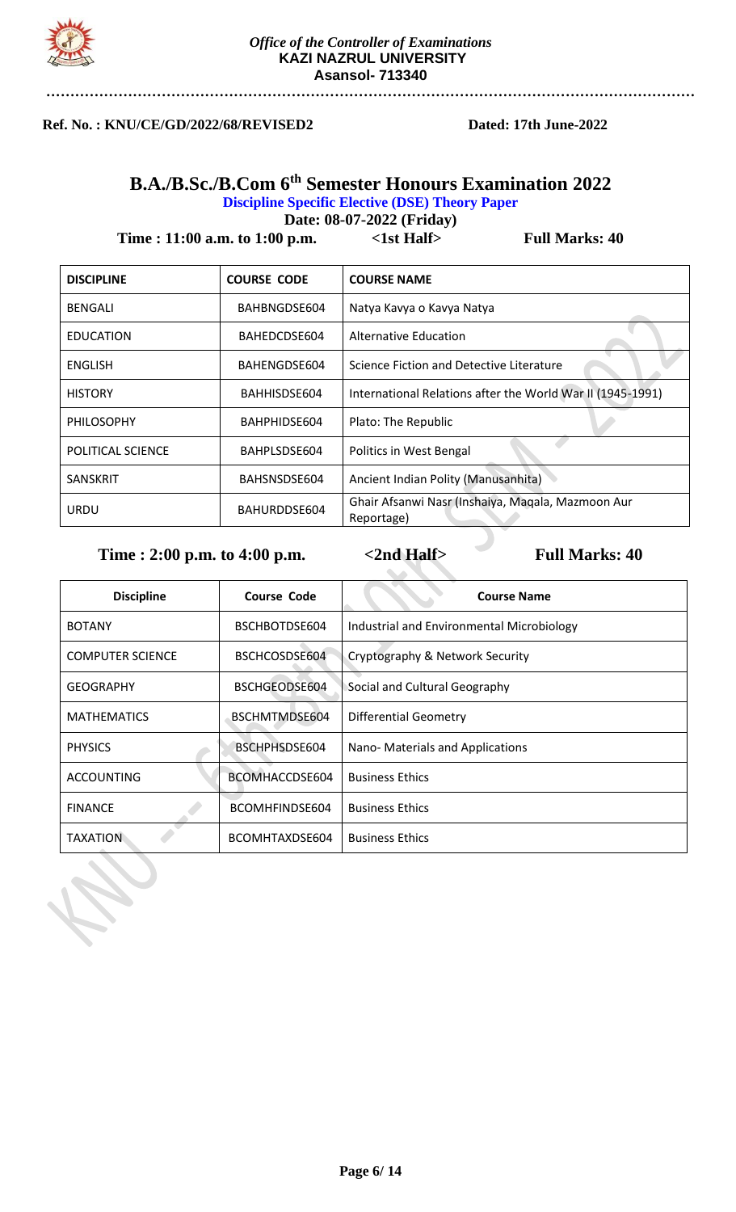*Office of the Controller of Examinations*
**KAZI NAZRUL UNIVERSITY**
**Asansol- 713340**

**Ref. No. : KNU/CE/GD/2022/68/REVISED2** **Dated: 17th June-2022**

# B.A./B.Sc./B.Com 6th Semester Honours Examination 2022

**Discipline Specific Elective (DSE) Theory Paper**

**Date: 08-07-2022 (Friday)**

**Time : 11:00 a.m. to 1:00 p.m.** **<1st Half>** **Full Marks: 40**

| DISCIPLINE | COURSE CODE | COURSE NAME |
|---|---|---|
| BENGALI | BAHBNGDSE604 | Natya Kavya o Kavya Natya |
| EDUCATION | BAHEDCDSE604 | Alternative Education |
| ENGLISH | BAHENGDSE604 | Science Fiction and Detective Literature |
| HISTORY | BAHHISDSE604 | International Relations after the World War II (1945-1991) |
| PHILOSOPHY | BAHPHIDSE604 | Plato: The Republic |
| POLITICAL SCIENCE | BAHPLSDSE604 | Politics in West Bengal |
| SANSKRIT | BAHSNSDSE604 | Ancient Indian Polity (Manusanhita) |
| URDU | BAHURDDSE604 | Ghair Afsanwi Nasr (Inshaiya, Maqala, Mazmoon Aur Reportage) |

**Time : 2:00 p.m. to 4:00 p.m.** **<2nd Half>** **Full Marks: 40**

| Discipline | Course Code | Course Name |
|---|---|---|
| BOTANY | BSCHBOTDSE604 | Industrial and Environmental Microbiology |
| COMPUTER SCIENCE | BSCHCOSDSE604 | Cryptography & Network Security |
| GEOGRAPHY | BSCHGEODSE604 | Social and Cultural Geography |
| MATHEMATICS | BSCHMTMDSE604 | Differential Geometry |
| PHYSICS | BSCHPHSDSE604 | Nano- Materials and Applications |
| ACCOUNTING | BCOMHACCDSE604 | Business Ethics |
| FINANCE | BCOMHFINDSE604 | Business Ethics |
| TAXATION | BCOMHTAXDSE604 | Business Ethics |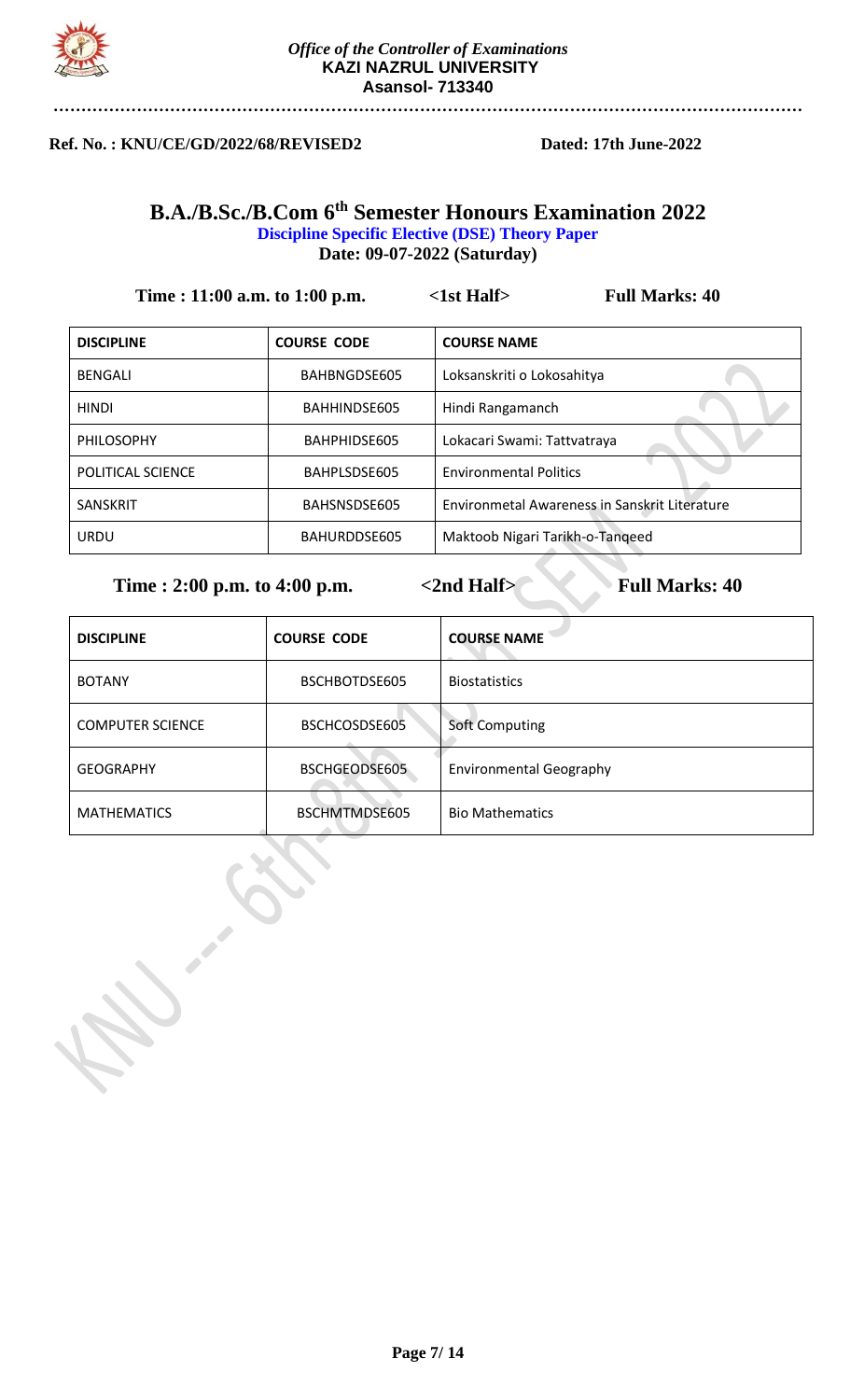*Office of the Controller of Examinations*
**KAZI NAZRUL UNIVERSITY**
**Asansol- 713340**

**Ref. No. : KNU/CE/GD/2022/68/REVISED2** **Dated: 17th June-2022**

# B.A./B.Sc./B.Com 6th Semester Honours Examination 2022

**Discipline Specific Elective (DSE) Theory Paper**

**Date: 09-07-2022 (Saturday)**

**Time : 11:00 a.m. to 1:00 p.m.** **<1st Half>** **Full Marks: 40**

| DISCIPLINE | COURSE CODE | COURSE NAME |
|---|---|---|
| BENGALI | BAHBNGDSE605 | Loksanskriti o Lokosahitya |
| HINDI | BAHHINDSE605 | Hindi Rangamanch |
| PHILOSOPHY | BAHPHIDSE605 | Lokacari Swami: Tattvatraya |
| POLITICAL SCIENCE | BAHPLSDSE605 | Environmental Politics |
| SANSKRIT | BAHSNSDSE605 | Environmetal Awareness in Sanskrit Literature |
| URDU | BAHURDDSE605 | Maktoob Nigari Tarikh-o-Tanqeed |

**Time : 2:00 p.m. to 4:00 p.m.** **<2nd Half>** **Full Marks: 40**

| DISCIPLINE | COURSE CODE | COURSE NAME |
|---|---|---|
| BOTANY | BSCHBOTDSE605 | Biostatistics |
| COMPUTER SCIENCE | BSCHCOSDSE605 | Soft Computing |
| GEOGRAPHY | BSCHGEODSE605 | Environmental Geography |
| MATHEMATICS | BSCHMTMDSE605 | Bio Mathematics |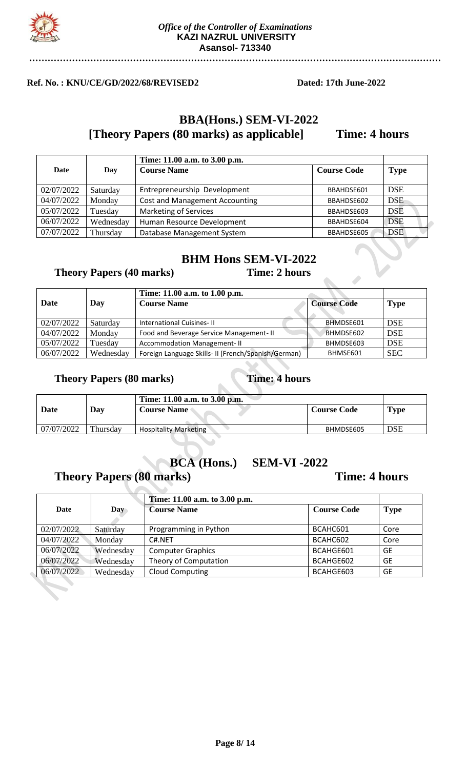*Office of the Controller of Examinations*
**KAZI NAZRUL UNIVERSITY**
**Asansol- 713340**

**Ref. No. : KNU/CE/GD/2022/68/REVISED2** **Dated: 17th June-2022**

## BBA(Hons.) SEM-VI-2022

### [Theory Papers (80 marks) as applicable] Time: 4 hours

| Date | Day | Time: 11.00 a.m. to 3.00 p.m.<br>Course Name | Course Code | Type |
|---|---|---|---|---|
| 02/07/2022 | Saturday | Entrepreneurship Development | BBAHDSE601 | DSE |
| 04/07/2022 | Monday | Cost and Management Accounting | BBAHDSE602 | DSE |
| 05/07/2022 | Tuesday | Marketing of Services | BBAHDSE603 | DSE |
| 06/07/2022 | Wednesday | Human Resource Development | BBAHDSE604 | DSE |
| 07/07/2022 | Thursday | Database Management System | BBAHDSE605 | DSE |

## BHM Hons SEM-VI-2022

### Theory Papers (40 marks) Time: 2 hours

| Date | Day | Time: 11.00 a.m. to 1.00 p.m.<br>Course Name | Course Code | Type |
|---|---|---|---|---|
| 02/07/2022 | Saturday | International Cuisines- II | BHMDSE601 | DSE |
| 04/07/2022 | Monday | Food and Beverage Service Management- II | BHMDSE602 | DSE |
| 05/07/2022 | Tuesday | Accommodation Management- II | BHMDSE603 | DSE |
| 06/07/2022 | Wednesday | Foreign Language Skills- II (French/Spanish/German) | BHMSE601 | SEC |

### Theory Papers (80 marks) Time: 4 hours

| Date | Day | Time: 11.00 a.m. to 3.00 p.m.<br>Course Name | Course Code | Type |
|---|---|---|---|---|
| 07/07/2022 | Thursday | Hospitality Marketing | BHMDSE605 | DSE |

## BCA (Hons.) SEM-VI -2022

### Theory Papers (80 marks) Time: 4 hours

| Date | Day | Time: 11.00 a.m. to 3.00 p.m.<br>Course Name | Course Code | Type |
|---|---|---|---|---|
| 02/07/2022 | Saturday | Programming in Python | BCAHC601 | Core |
| 04/07/2022 | Monday | C#.NET | BCAHC602 | Core |
| 06/07/2022 | Wednesday | Computer Graphics | BCAHGE601 | GE |
| 06/07/2022 | Wednesday | Theory of Computation | BCAHGE602 | GE |
| 06/07/2022 | Wednesday | Cloud Computing | BCAHGE603 | GE |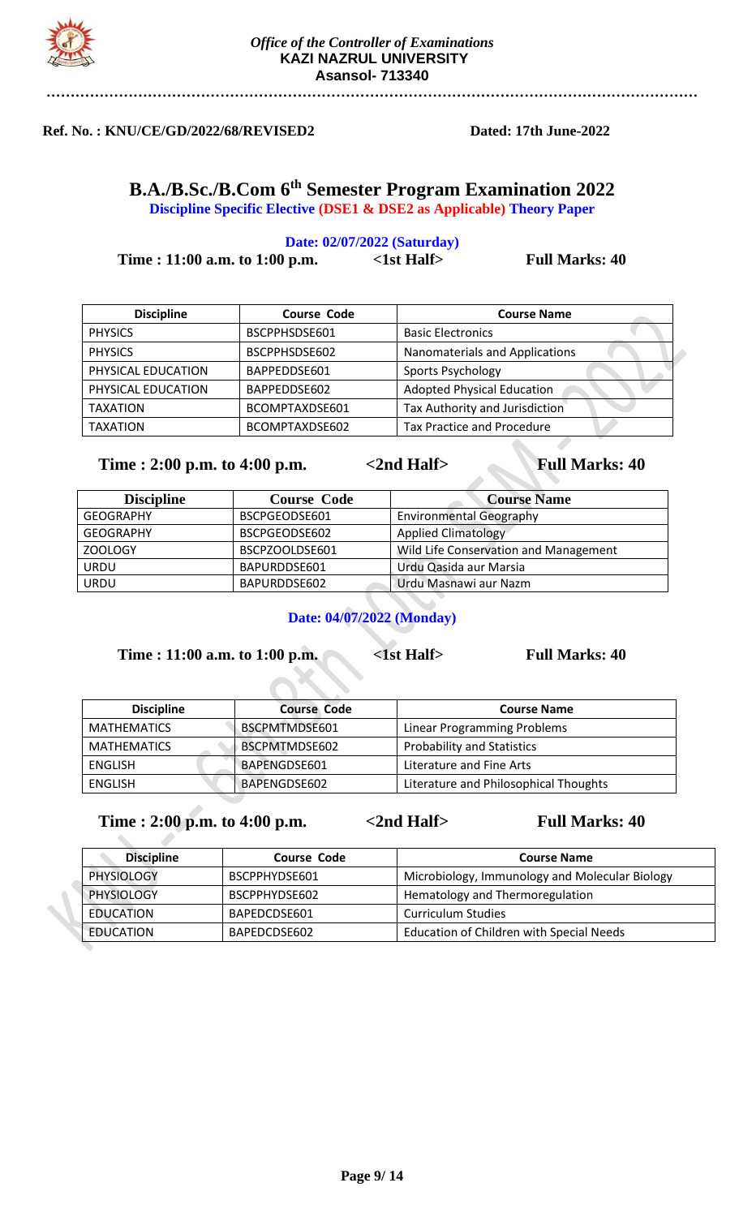*Office of the Controller of Examinations*
**KAZI NAZRUL UNIVERSITY**
**Asansol- 713340**

**Ref. No. : KNU/CE/GD/2022/68/REVISED2** **Dated: 17th June-2022**

# B.A./B.Sc./B.Com 6th Semester Program Examination 2022

**Discipline Specific Elective (DSE1 & DSE2 as Applicable) Theory Paper**

**Date: 02/07/2022 (Saturday)**

**Time : 11:00 a.m. to 1:00 p.m.** **<1st Half>** **Full Marks: 40**

| Discipline | Course Code | Course Name |
|---|---|---|
| PHYSICS | BSCPPHSDSE601 | Basic Electronics |
| PHYSICS | BSCPPHSDSE602 | Nanomaterials and Applications |
| PHYSICAL EDUCATION | BAPPEDDSE601 | Sports Psychology |
| PHYSICAL EDUCATION | BAPPEDDSE602 | Adopted Physical Education |
| TAXATION | BCOMPTAXDSE601 | Tax Authority and Jurisdiction |
| TAXATION | BCOMPTAXDSE602 | Tax Practice and Procedure |

**Time : 2:00 p.m. to 4:00 p.m.** **<2nd Half>** **Full Marks: 40**

| Discipline | Course Code | Course Name |
|---|---|---|
| GEOGRAPHY | BSCPGEODSE601 | Environmental Geography |
| GEOGRAPHY | BSCPGEODSE602 | Applied Climatology |
| ZOOLOGY | BSCPZOOLDSE601 | Wild Life Conservation and Management |
| URDU | BAPURDDSE601 | Urdu Qasida aur Marsia |
| URDU | BAPURDDSE602 | Urdu Masnawi aur Nazm |

**Date: 04/07/2022 (Monday)**

**Time : 11:00 a.m. to 1:00 p.m.** **<1st Half>** **Full Marks: 40**

| Discipline | Course Code | Course Name |
|---|---|---|
| MATHEMATICS | BSCPMTMDSE601 | Linear Programming Problems |
| MATHEMATICS | BSCPMTMDSE602 | Probability and Statistics |
| ENGLISH | BAPENGDSE601 | Literature and Fine Arts |
| ENGLISH | BAPENGDSE602 | Literature and Philosophical Thoughts |

**Time : 2:00 p.m. to 4:00 p.m.** **<2nd Half>** **Full Marks: 40**

| Discipline | Course Code | Course Name |
|---|---|---|
| PHYSIOLOGY | BSCPPHYDSE601 | Microbiology, Immunology and Molecular Biology |
| PHYSIOLOGY | BSCPPHYDSE602 | Hematology and Thermoregulation |
| EDUCATION | BAPEDCDSE601 | Curriculum Studies |
| EDUCATION | BAPEDCDSE602 | Education of Children with Special Needs |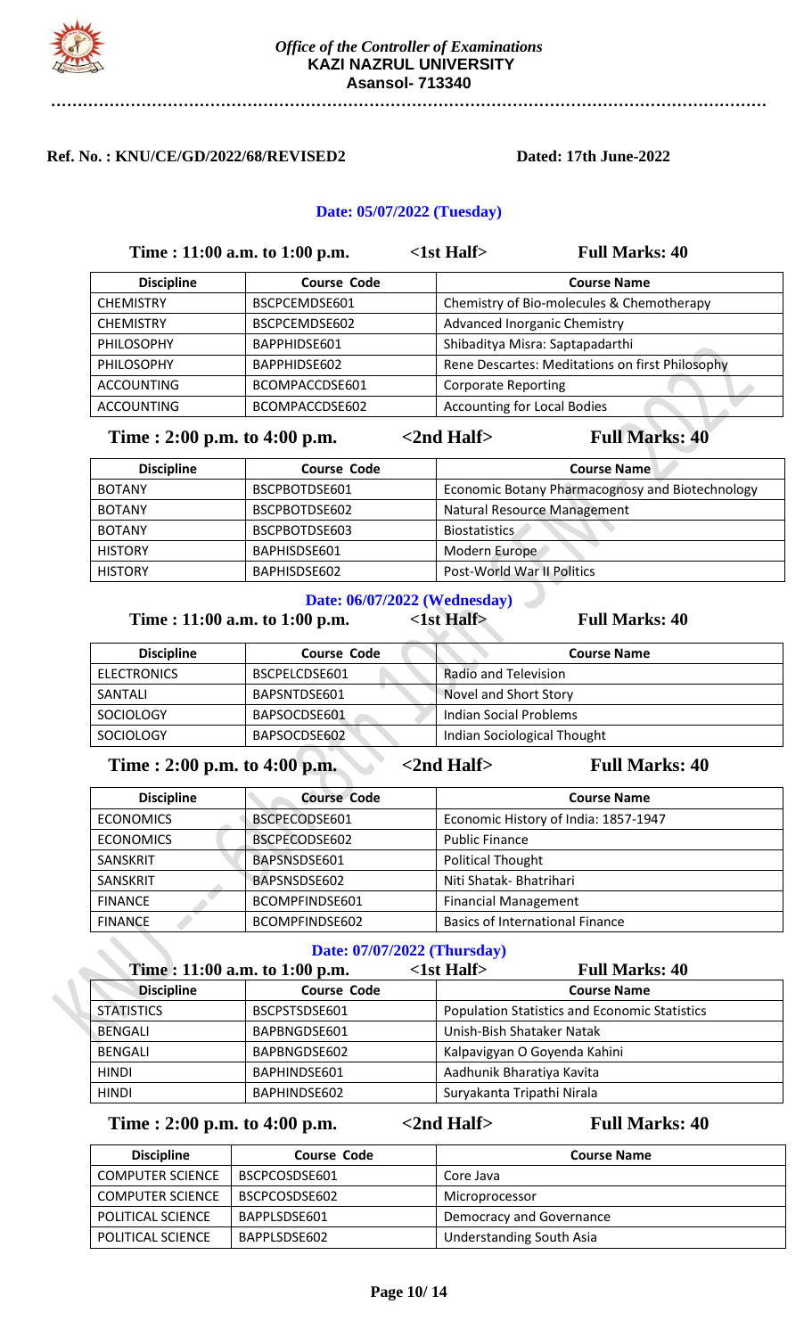*Office of the Controller of Examinations*
**KAZI NAZRUL UNIVERSITY**
**Asansol- 713340**

**Ref. No. : KNU/CE/GD/2022/68/REVISED2** **Dated: 17th June-2022**

### Date: 05/07/2022 (Tuesday)

**Time : 11:00 a.m. to 1:00 p.m.** **<1st Half>** **Full Marks: 40**

| Discipline | Course Code | Course Name |
|---|---|---|
| CHEMISTRY | BSCPCEMDSE601 | Chemistry of Bio-molecules & Chemotherapy |
| CHEMISTRY | BSCPCEMDSE602 | Advanced Inorganic Chemistry |
| PHILOSOPHY | BAPPHIDSE601 | Shibaditya Misra: Saptapadarthi |
| PHILOSOPHY | BAPPHIDSE602 | Rene Descartes: Meditations on first Philosophy |
| ACCOUNTING | BCOMPACCDSE601 | Corporate Reporting |
| ACCOUNTING | BCOMPACCDSE602 | Accounting for Local Bodies |

**Time : 2:00 p.m. to 4:00 p.m.** **<2nd Half>** **Full Marks: 40**

| Discipline | Course Code | Course Name |
|---|---|---|
| BOTANY | BSCPBOTDSE601 | Economic Botany Pharmacognosy and Biotechnology |
| BOTANY | BSCPBOTDSE602 | Natural Resource Management |
| BOTANY | BSCPBOTDSE603 | Biostatistics |
| HISTORY | BAPHISDSE601 | Modern Europe |
| HISTORY | BAPHISDSE602 | Post-World War II Politics |

### Date: 06/07/2022 (Wednesday)

**Time : 11:00 a.m. to 1:00 p.m.** **<1st Half>** **Full Marks: 40**

| Discipline | Course Code | Course Name |
|---|---|---|
| ELECTRONICS | BSCPELCDSE601 | Radio and Television |
| SANTALI | BAPSNTDSE601 | Novel and Short Story |
| SOCIOLOGY | BAPSOCDSE601 | Indian Social Problems |
| SOCIOLOGY | BAPSOCDSE602 | Indian Sociological Thought |

**Time : 2:00 p.m. to 4:00 p.m.** **<2nd Half>** **Full Marks: 40**

| Discipline | Course Code | Course Name |
|---|---|---|
| ECONOMICS | BSCPECODSE601 | Economic History of India: 1857-1947 |
| ECONOMICS | BSCPECODSE602 | Public Finance |
| SANSKRIT | BAPSNSDSE601 | Political Thought |
| SANSKRIT | BAPSNSDSE602 | Niti Shatak- Bhatrihari |
| FINANCE | BCOMPFINDSE601 | Financial Management |
| FINANCE | BCOMPFINDSE602 | Basics of International Finance |

### Date: 07/07/2022 (Thursday)

**Time : 11:00 a.m. to 1:00 p.m.** **<1st Half>** **Full Marks: 40**

| Discipline | Course Code | Course Name |
|---|---|---|
| STATISTICS | BSCPSTSDSE601 | Population Statistics and Economic Statistics |
| BENGALI | BAPBNGDSE601 | Unish-Bish Shataker Natak |
| BENGALI | BAPBNGDSE602 | Kalpavigyan O Goyenda Kahini |
| HINDI | BAPHINDSE601 | Aadhunik Bharatiya Kavita |
| HINDI | BAPHINDSE602 | Suryakanta Tripathi Nirala |

**Time : 2:00 p.m. to 4:00 p.m.** **<2nd Half>** **Full Marks: 40**

| Discipline | Course Code | Course Name |
|---|---|---|
| COMPUTER SCIENCE | BSCPCOSDSE601 | Core Java |
| COMPUTER SCIENCE | BSCPCOSDSE602 | Microprocessor |
| POLITICAL SCIENCE | BAPPLSDSE601 | Democracy and Governance |
| POLITICAL SCIENCE | BAPPLSDSE602 | Understanding South Asia |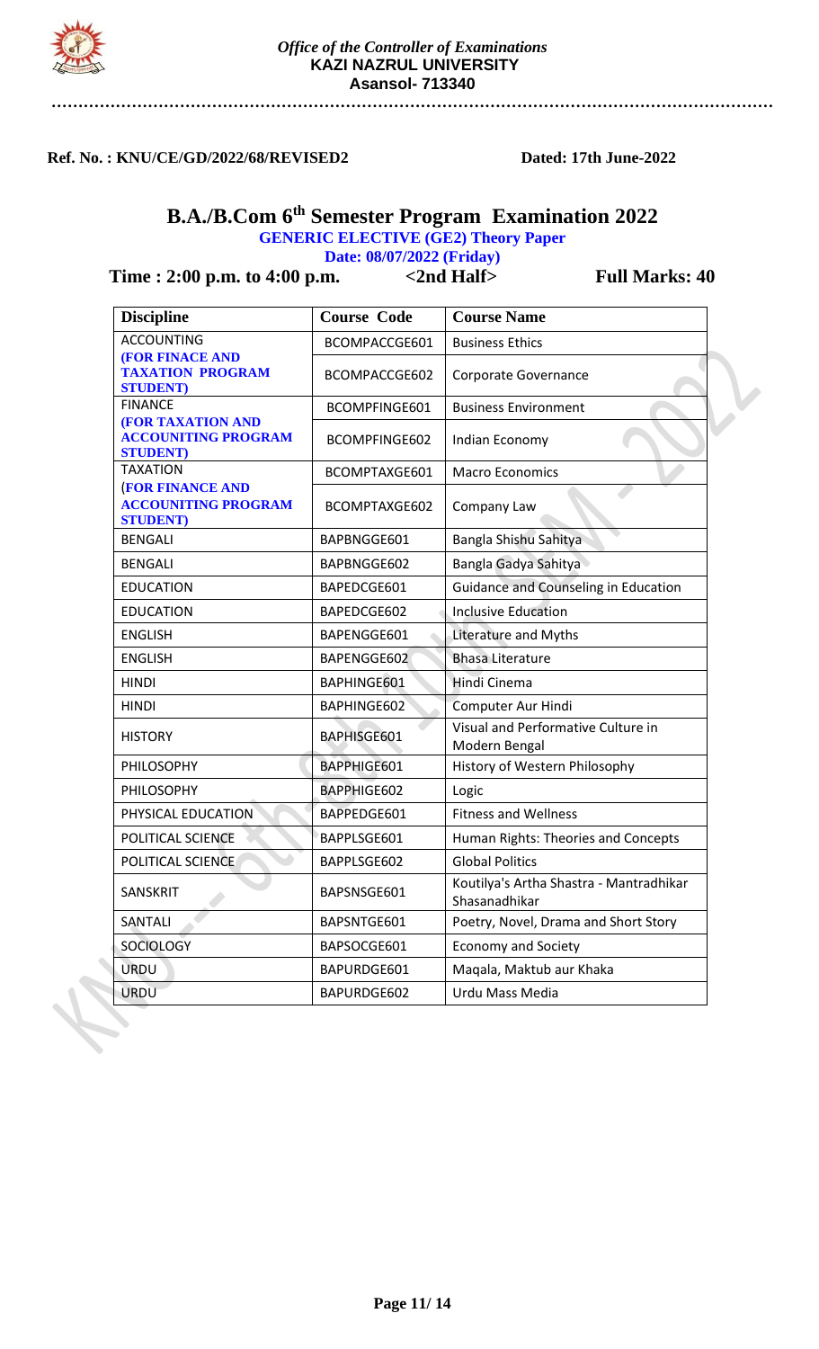*Office of the Controller of Examinations*
**KAZI NAZRUL UNIVERSITY**
**Asansol- 713340**

**Ref. No. : KNU/CE/GD/2022/68/REVISED2** **Dated: 17th June-2022**

# B.A./B.Com 6th Semester Program Examination 2022

**GENERIC ELECTIVE (GE2) Theory Paper**

**Date: 08/07/2022 (Friday)**

**Time : 2:00 p.m. to 4:00 p.m.** **<2nd Half>** **Full Marks: 40**

| Discipline | Course Code | Course Name |
|---|---|---|
| ACCOUNTING **(FOR FINACE AND TAXATION PROGRAM STUDENT)** | BCOMPACCGE601 | Business Ethics |
| | BCOMPACCGE602 | Corporate Governance |
| FINANCE **(FOR TAXATION AND ACCOUNITING PROGRAM STUDENT)** | BCOMPFINGE601 | Business Environment |
| | BCOMPFINGE602 | Indian Economy |
| TAXATION **(FOR FINANCE AND ACCOUNITING PROGRAM STUDENT)** | BCOMPTAXGE601 | Macro Economics |
| | BCOMPTAXGE602 | Company Law |
| BENGALI | BAPBNGGE601 | Bangla Shishu Sahitya |
| BENGALI | BAPBNGGE602 | Bangla Gadya Sahitya |
| EDUCATION | BAPEDCGE601 | Guidance and Counseling in Education |
| EDUCATION | BAPEDCGE602 | Inclusive Education |
| ENGLISH | BAPENGGE601 | Literature and Myths |
| ENGLISH | BAPENGGE602 | Bhasa Literature |
| HINDI | BAPHINGE601 | Hindi Cinema |
| HINDI | BAPHINGE602 | Computer Aur Hindi |
| HISTORY | BAPHISGE601 | Visual and Performative Culture in Modern Bengal |
| PHILOSOPHY | BAPPHIGE601 | History of Western Philosophy |
| PHILOSOPHY | BAPPHIGE602 | Logic |
| PHYSICAL EDUCATION | BAPPEDGE601 | Fitness and Wellness |
| POLITICAL SCIENCE | BAPPLSGE601 | Human Rights: Theories and Concepts |
| POLITICAL SCIENCE | BAPPLSGE602 | Global Politics |
| SANSKRIT | BAPSNSGE601 | Koutilya's Artha Shastra - Mantradhikar Shasanadhikar |
| SANTALI | BAPSNTGE601 | Poetry, Novel, Drama and Short Story |
| SOCIOLOGY | BAPSOCGE601 | Economy and Society |
| URDU | BAPURDGE601 | Maqala, Maktub aur Khaka |
| URDU | BAPURDGE602 | Urdu Mass Media |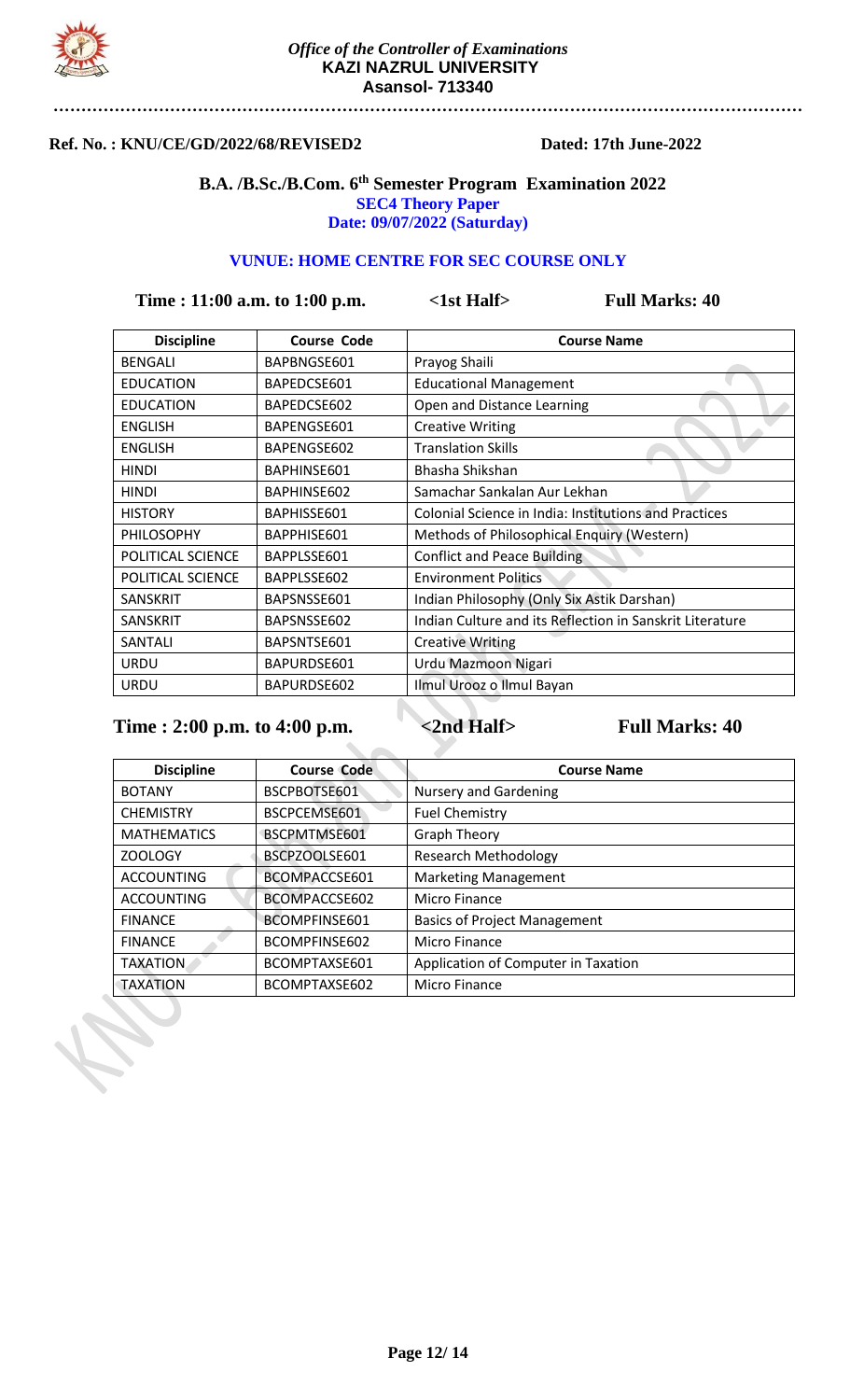*Office of the Controller of Examinations*
**KAZI NAZRUL UNIVERSITY**
**Asansol- 713340**

**Ref. No. : KNU/CE/GD/2022/68/REVISED2** **Dated: 17th June-2022**

## B.A. /B.Sc./B.Com. 6th Semester Program Examination 2022

**SEC4 Theory Paper**
**Date: 09/07/2022 (Saturday)**

**VUNUE: HOME CENTRE FOR SEC COURSE ONLY**

**Time : 11:00 a.m. to 1:00 p.m.** **<1st Half>** **Full Marks: 40**

| Discipline | Course Code | Course Name |
|---|---|---|
| BENGALI | BAPBNGSE601 | Prayog Shaili |
| EDUCATION | BAPEDCSE601 | Educational Management |
| EDUCATION | BAPEDCSE602 | Open and Distance Learning |
| ENGLISH | BAPENGSE601 | Creative Writing |
| ENGLISH | BAPENGSE602 | Translation Skills |
| HINDI | BAPHINSE601 | Bhasha Shikshan |
| HINDI | BAPHINSE602 | Samachar Sankalan Aur Lekhan |
| HISTORY | BAPHISSE601 | Colonial Science in India: Institutions and Practices |
| PHILOSOPHY | BAPPHISE601 | Methods of Philosophical Enquiry (Western) |
| POLITICAL SCIENCE | BAPPLSSE601 | Conflict and Peace Building |
| POLITICAL SCIENCE | BAPPLSSE602 | Environment Politics |
| SANSKRIT | BAPSNSSE601 | Indian Philosophy (Only Six Astik Darshan) |
| SANSKRIT | BAPSNSSE602 | Indian Culture and its Reflection in Sanskrit Literature |
| SANTALI | BAPSNTSE601 | Creative Writing |
| URDU | BAPURDSE601 | Urdu Mazmoon Nigari |
| URDU | BAPURDSE602 | Ilmul Urooz o Ilmul Bayan |

**Time : 2:00 p.m. to 4:00 p.m.** **<2nd Half>** **Full Marks: 40**

| Discipline | Course Code | Course Name |
|---|---|---|
| BOTANY | BSCPBOTSE601 | Nursery and Gardening |
| CHEMISTRY | BSCPCEMSE601 | Fuel Chemistry |
| MATHEMATICS | BSCPMTMSE601 | Graph Theory |
| ZOOLOGY | BSCPZOOLSE601 | Research Methodology |
| ACCOUNTING | BCOMPACCSE601 | Marketing Management |
| ACCOUNTING | BCOMPACCSE602 | Micro Finance |
| FINANCE | BCOMPFINSE601 | Basics of Project Management |
| FINANCE | BCOMPFINSE602 | Micro Finance |
| TAXATION | BCOMPTAXSE601 | Application of Computer in Taxation |
| TAXATION | BCOMPTAXSE602 | Micro Finance |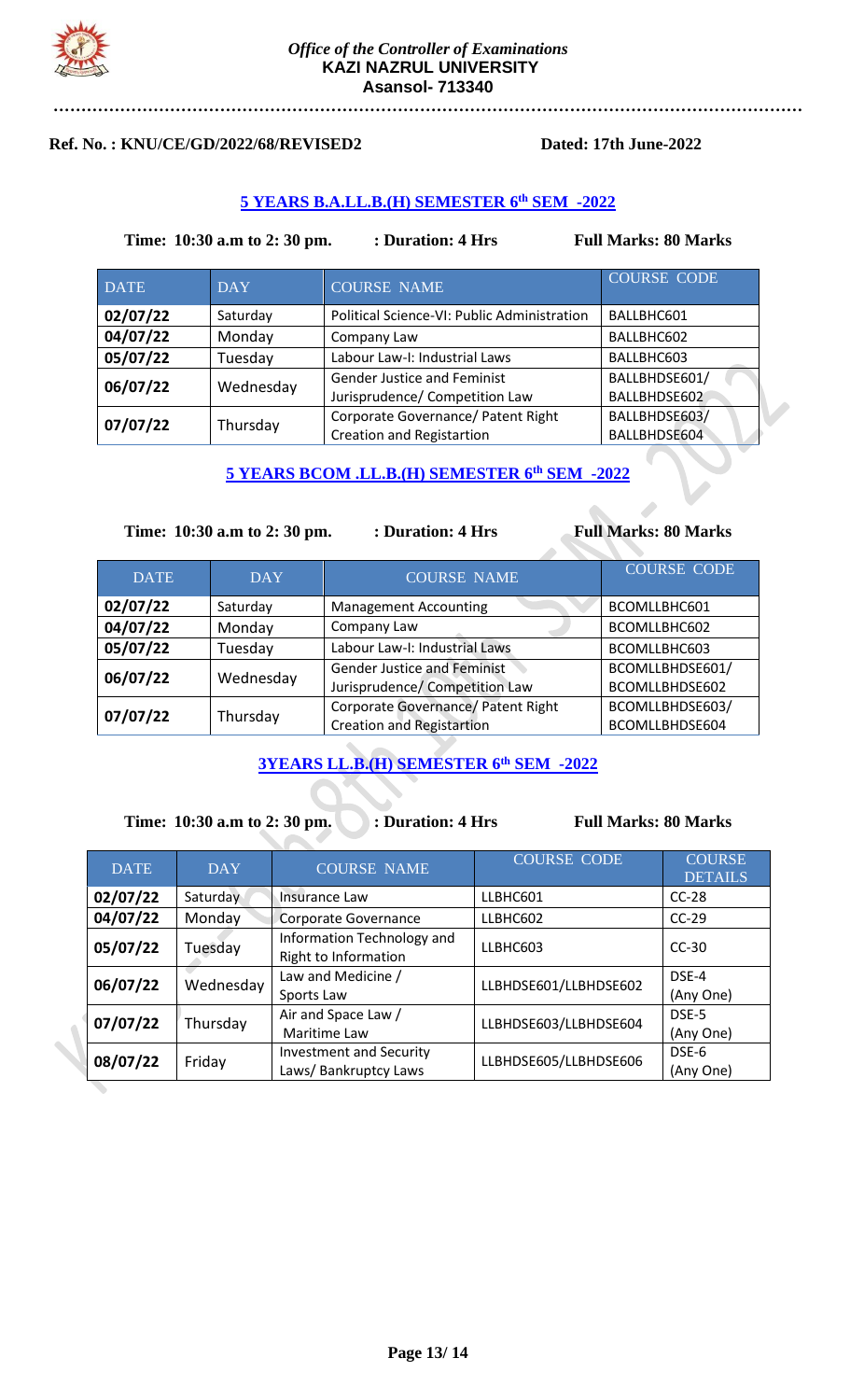*Office of the Controller of Examinations*
**KAZI NAZRUL UNIVERSITY**
**Asansol- 713340**

**Ref. No. : KNU/CE/GD/2022/68/REVISED2** **Dated: 17th June-2022**

## 5 YEARS B.A.LL.B.(H) SEMESTER 6th SEM -2022

**Time: 10:30 a.m to 2: 30 pm.** **: Duration: 4 Hrs** **Full Marks: 80 Marks**

| DATE | DAY | COURSE NAME | COURSE CODE |
|---|---|---|---|
| 02/07/22 | Saturday | Political Science-VI: Public Administration | BALLBHC601 |
| 04/07/22 | Monday | Company Law | BALLBHC602 |
| 05/07/22 | Tuesday | Labour Law-I: Industrial Laws | BALLBHC603 |
| 06/07/22 | Wednesday | Gender Justice and Feminist Jurisprudence/ Competition Law | BALLBHDSE601/ BALLBHDSE602 |
| 07/07/22 | Thursday | Corporate Governance/ Patent Right Creation and Registartion | BALLBHDSE603/ BALLBHDSE604 |

## 5 YEARS BCOM .LL.B.(H) SEMESTER 6th SEM -2022

**Time: 10:30 a.m to 2: 30 pm.** **: Duration: 4 Hrs** **Full Marks: 80 Marks**

| DATE | DAY | COURSE NAME | COURSE CODE |
|---|---|---|---|
| 02/07/22 | Saturday | Management Accounting | BCOMLLBHC601 |
| 04/07/22 | Monday | Company Law | BCOMLLBHC602 |
| 05/07/22 | Tuesday | Labour Law-I: Industrial Laws | BCOMLLBHC603 |
| 06/07/22 | Wednesday | Gender Justice and Feminist Jurisprudence/ Competition Law | BCOMLLBHDSE601/ BCOMLLBHDSE602 |
| 07/07/22 | Thursday | Corporate Governance/ Patent Right Creation and Registartion | BCOMLLBHDSE603/ BCOMLLBHDSE604 |

## 3YEARS LL.B.(H) SEMESTER 6th SEM -2022

**Time: 10:30 a.m to 2: 30 pm.** **: Duration: 4 Hrs** **Full Marks: 80 Marks**

| DATE | DAY | COURSE NAME | COURSE CODE | COURSE DETAILS |
|---|---|---|---|---|
| 02/07/22 | Saturday | Insurance Law | LLBHC601 | CC-28 |
| 04/07/22 | Monday | Corporate Governance | LLBHC602 | CC-29 |
| 05/07/22 | Tuesday | Information Technology and Right to Information | LLBHC603 | CC-30 |
| 06/07/22 | Wednesday | Law and Medicine / Sports Law | LLBHDSE601/LLBHDSE602 | DSE-4 (Any One) |
| 07/07/22 | Thursday | Air and Space Law / Maritime Law | LLBHDSE603/LLBHDSE604 | DSE-5 (Any One) |
| 08/07/22 | Friday | Investment and Security Laws/ Bankruptcy Laws | LLBHDSE605/LLBHDSE606 | DSE-6 (Any One) |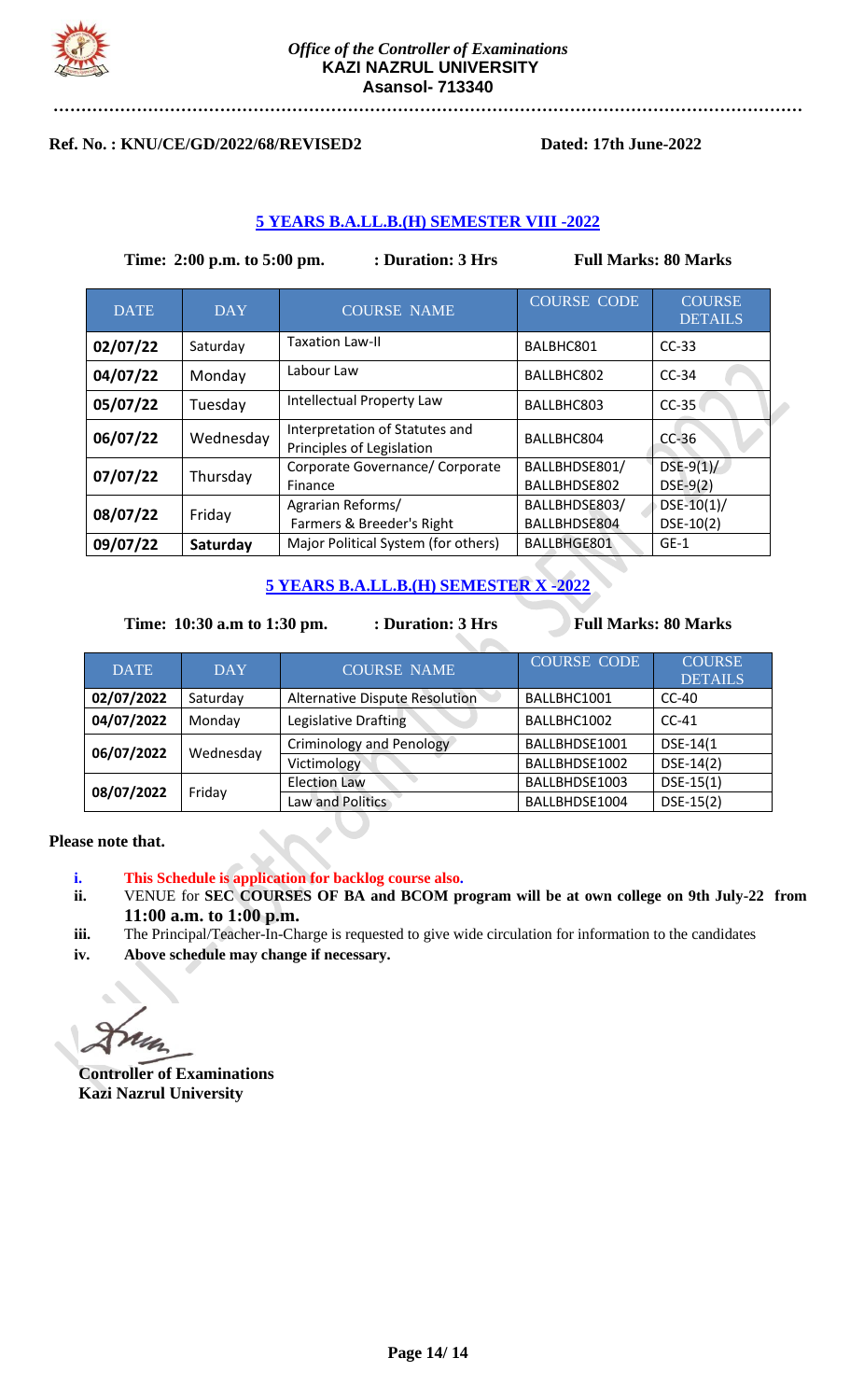*Office of the Controller of Examinations*
**KAZI NAZRUL UNIVERSITY**
**Asansol- 713340**

**Ref. No. : KNU/CE/GD/2022/68/REVISED2** **Dated: 17th June-2022**

## 5 YEARS B.A.LL.B.(H) SEMESTER VIII -2022

**Time: 2:00 p.m. to 5:00 pm.** **: Duration: 3 Hrs** **Full Marks: 80 Marks**

| DATE | DAY | COURSE NAME | COURSE CODE | COURSE DETAILS |
|---|---|---|---|---|
| **02/07/22** | Saturday | Taxation Law-II | BALBHC801 | CC-33 |
| **04/07/22** | Monday | Labour Law | BALLBHC802 | CC-34 |
| **05/07/22** | Tuesday | Intellectual Property Law | BALLBHC803 | CC-35 |
| **06/07/22** | Wednesday | Interpretation of Statutes and Principles of Legislation | BALLBHC804 | CC-36 |
| **07/07/22** | Thursday | Corporate Governance/ Corporate Finance | BALLBHDSE801/ BALLBHDSE802 | DSE-9(1)/ DSE-9(2) |
| **08/07/22** | Friday | Agrarian Reforms/ Farmers & Breeder's Right | BALLBHDSE803/ BALLBHDSE804 | DSE-10(1)/ DSE-10(2) |
| **09/07/22** | **Saturday** | Major Political System (for others) | BALLBHGE801 | GE-1 |

## 5 YEARS B.A.LL.B.(H) SEMESTER X -2022

**Time: 10:30 a.m to 1:30 pm.** **: Duration: 3 Hrs** **Full Marks: 80 Marks**

| DATE | DAY | COURSE NAME | COURSE CODE | COURSE DETAILS |
|---|---|---|---|---|
| **02/07/2022** | Saturday | Alternative Dispute Resolution | BALLBHC1001 | CC-40 |
| **04/07/2022** | Monday | Legislative Drafting | BALLBHC1002 | CC-41 |
| **06/07/2022** | Wednesday | Criminology and Penology | BALLBHDSE1001 | DSE-14(1 |
| | | Victimology | BALLBHDSE1002 | DSE-14(2) |
| **08/07/2022** | Friday | Election Law | BALLBHDSE1003 | DSE-15(1) |
| | | Law and Politics | BALLBHDSE1004 | DSE-15(2) |

**Please note that.**

i. **This Schedule is application for backlog course also.**
ii. VENUE for **SEC COURSES OF BA and BCOM program will be at own college on 9th July-22 from 11:00 a.m. to 1:00 p.m.**
iii. The Principal/Teacher-In-Charge is requested to give wide circulation for information to the candidates
iv. **Above schedule may change if necessary.**

**Controller of Examinations**
**Kazi Nazrul University**